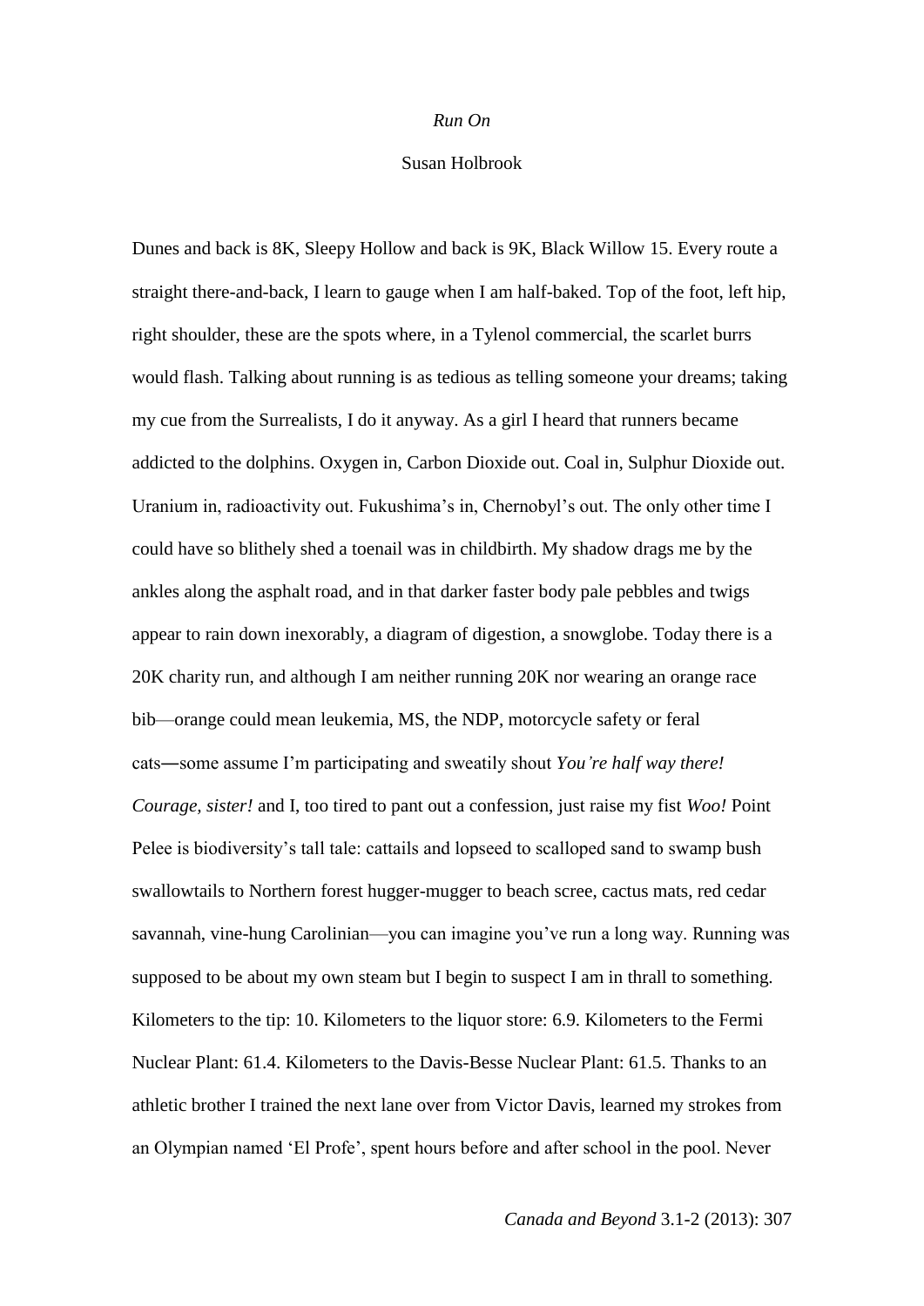*Run On*

Susan Holbrook

Dunes and back is 8K, Sleepy Hollow and back is 9K, Black Willow 15. Every route a straight there-and-back, I learn to gauge when I am half-baked. Top of the foot, left hip, right shoulder, these are the spots where, in a Tylenol commercial, the scarlet burrs would flash. Talking about running is as tedious as telling someone your dreams; taking my cue from the Surrealists, I do it anyway. As a girl I heard that runners became addicted to the dolphins. Oxygen in, Carbon Dioxide out. Coal in, Sulphur Dioxide out. Uranium in, radioactivity out. Fukushima's in, Chernobyl's out. The only other time I could have so blithely shed a toenail was in childbirth. My shadow drags me by the ankles along the asphalt road, and in that darker faster body pale pebbles and twigs appear to rain down inexorably, a diagram of digestion, a snowglobe. Today there is a 20K charity run, and although I am neither running 20K nor wearing an orange race bib—orange could mean leukemia, MS, the NDP, motorcycle safety or feral cats—some assume I'm participating and sweatily shout *You're half way there! Courage, sister!* and I, too tired to pant out a confession, just raise my fist *Woo!* Point Pelee is biodiversity's tall tale: cattails and lopseed to scalloped sand to swamp bush swallowtails to Northern forest hugger-mugger to beach scree, cactus mats, red cedar savannah, vine-hung Carolinian—you can imagine you've run a long way. Running was supposed to be about my own steam but I begin to suspect I am in thrall to something. Kilometers to the tip: 10. Kilometers to the liquor store: 6.9. Kilometers to the Fermi Nuclear Plant: 61.4. Kilometers to the Davis-Besse Nuclear Plant: 61.5. Thanks to an athletic brother I trained the next lane over from Victor Davis, learned my strokes from an Olympian named 'El Profe', spent hours before and after school in the pool. Never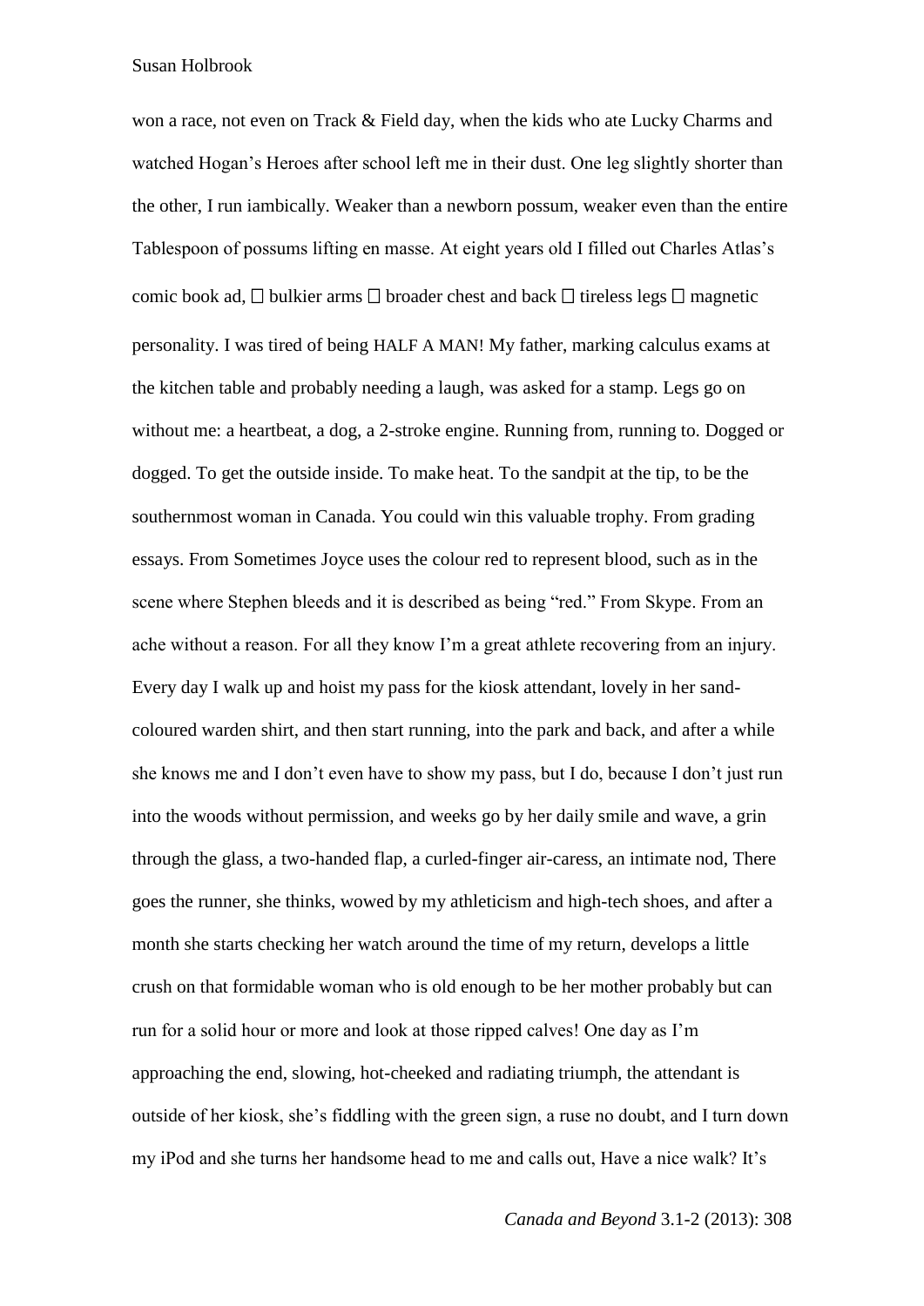won a race, not even on Track & Field day, when the kids who ate Lucky Charms and watched Hogan's Heroes after school left me in their dust. One leg slightly shorter than the other, I run iambically. Weaker than a newborn possum, weaker even than the entire Tablespoon of possums lifting en masse. At eight years old I filled out Charles Atlas's comic book ad, ☐ bulkier arms ☐ broader chest and back ☐ tireless legs ☐ magnetic personality. I was tired of being HALF A MAN! My father, marking calculus exams at the kitchen table and probably needing a laugh, was asked for a stamp. Legs go on without me: a heartbeat, a dog, a 2-stroke engine. Running from, running to. Dogged or dogged. To get the outside inside. To make heat. To the sandpit at the tip, to be the southernmost woman in Canada. You could win this valuable trophy. From grading essays. From Sometimes Joyce uses the colour red to represent blood, such as in the scene where Stephen bleeds and it is described as being "red." From Skype. From an ache without a reason. For all they know I'm a great athlete recovering from an injury. Every day I walk up and hoist my pass for the kiosk attendant, lovely in her sand-coloured warden shirt, and then start running, into the park and back, and after a while she knows me and I don't even have to show my pass, but I do, because I don't just run into the woods without permission, and weeks go by her daily smile and wave, a grin through the glass, a two-handed flap, a curled-finger air-caress, an intimate nod, There goes the runner, she thinks, wowed by my athleticism and high-tech shoes, and after a month she starts checking her watch around the time of my return, develops a little crush on that formidable woman who is old enough to be her mother probably but can run for a solid hour or more and look at those ripped calves! One day as I'm approaching the end, slowing, hot-cheeked and radiating triumph, the attendant is outside of her kiosk, she's fiddling with the green sign, a ruse no doubt, and I turn down my iPod and she turns her handsome head to me and calls out, Have a nice walk? It's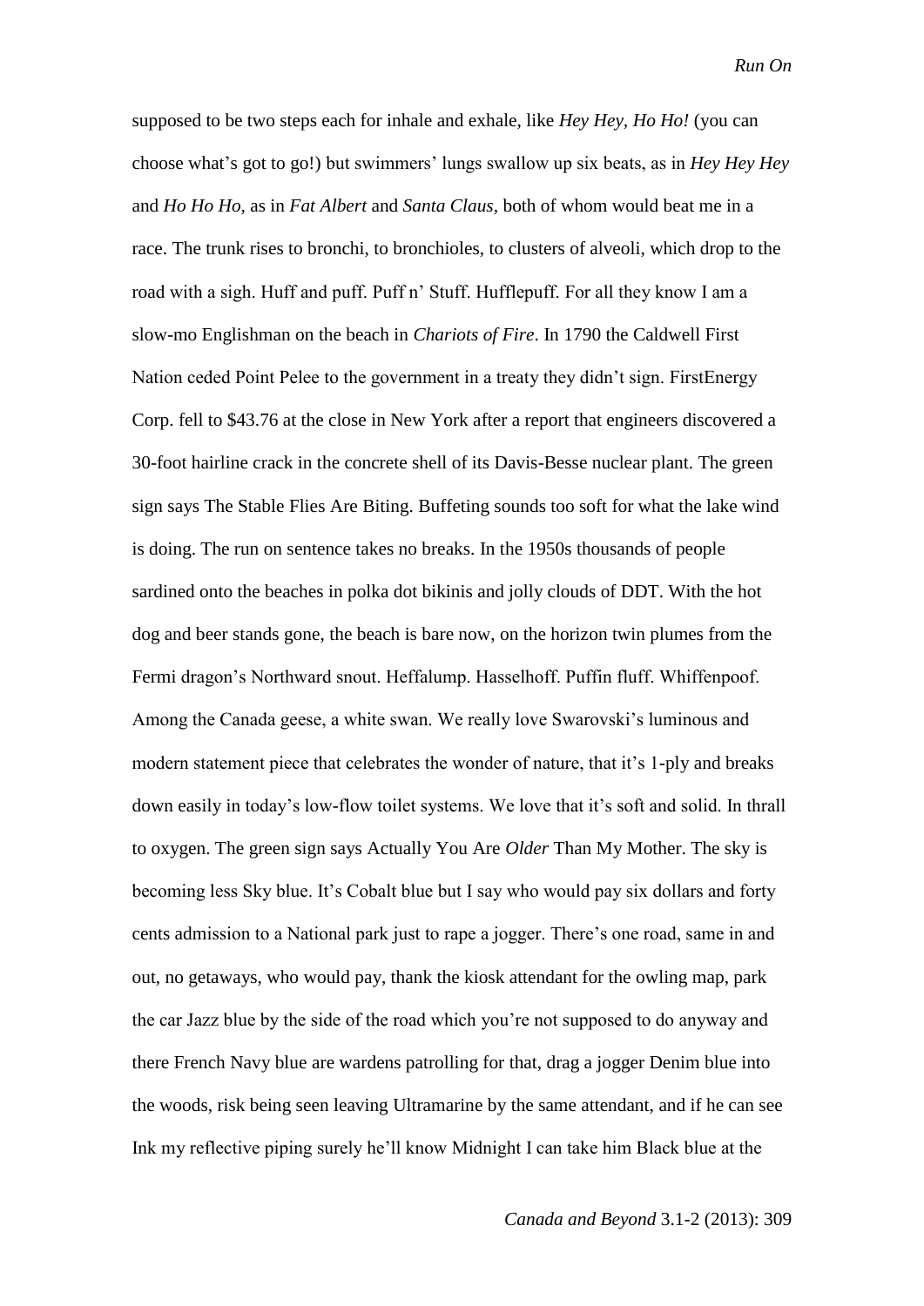supposed to be two steps each for inhale and exhale, like *Hey Hey, Ho Ho!* (you can choose what's got to go!) but swimmers' lungs swallow up six beats, as in *Hey Hey Hey* and *Ho Ho Ho*, as in *Fat Albert* and *Santa Claus*, both of whom would beat me in a race. The trunk rises to bronchi, to bronchioles, to clusters of alveoli, which drop to the road with a sigh. Huff and puff. Puff n' Stuff. Hufflepuff. For all they know I am a slow-mo Englishman on the beach in *Chariots of Fire*. In 1790 the Caldwell First Nation ceded Point Pelee to the government in a treaty they didn't sign. FirstEnergy Corp. fell to $43.76 at the close in New York after a report that engineers discovered a 30-foot hairline crack in the concrete shell of its Davis-Besse nuclear plant. The green sign says The Stable Flies Are Biting. Buffeting sounds too soft for what the lake wind is doing. The run on sentence takes no breaks. In the 1950s thousands of people sardined onto the beaches in polka dot bikinis and jolly clouds of DDT. With the hot dog and beer stands gone, the beach is bare now, on the horizon twin plumes from the Fermi dragon's Northward snout. Heffalump. Hasselhoff. Puffin fluff. Whiffenpoof. Among the Canada geese, a white swan. We really love Swarovski's luminous and modern statement piece that celebrates the wonder of nature, that it's 1-ply and breaks down easily in today's low-flow toilet systems. We love that it's soft and solid. In thrall to oxygen. The green sign says Actually You Are *Older* Than My Mother. The sky is becoming less Sky blue. It's Cobalt blue but I say who would pay six dollars and forty cents admission to a National park just to rape a jogger. There's one road, same in and out, no getaways, who would pay, thank the kiosk attendant for the owling map, park the car Jazz blue by the side of the road which you're not supposed to do anyway and there French Navy blue are wardens patrolling for that, drag a jogger Denim blue into the woods, risk being seen leaving Ultramarine by the same attendant, and if he can see Ink my reflective piping surely he'll know Midnight I can take him Black blue at the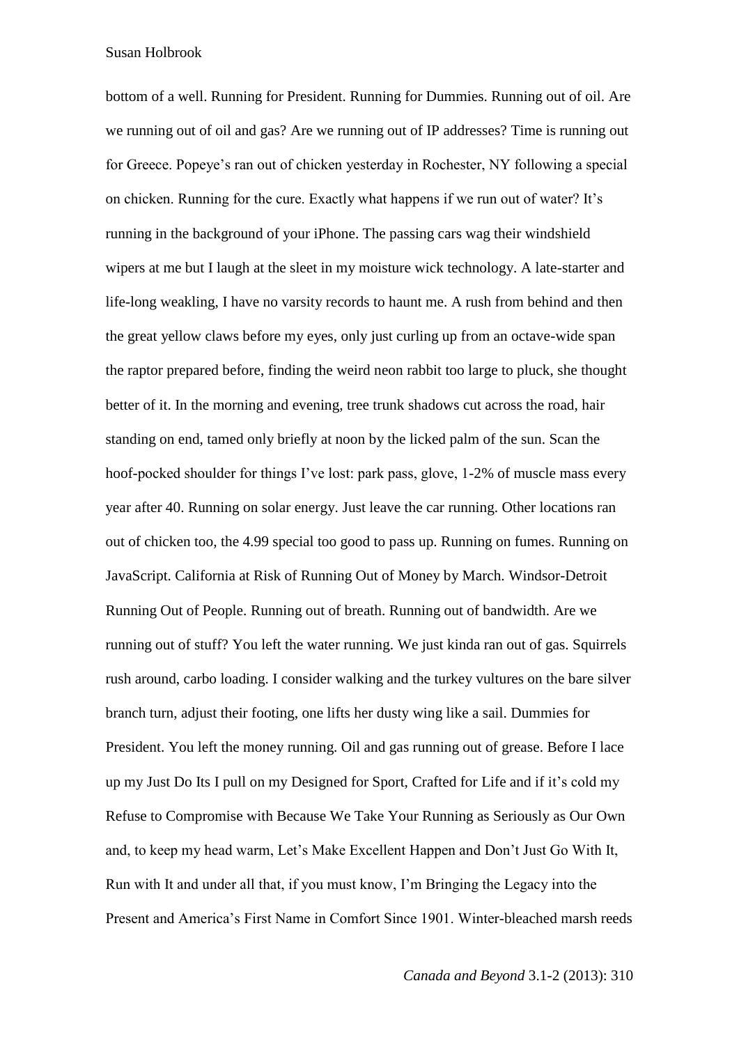bottom of a well. Running for President. Running for Dummies. Running out of oil. Are we running out of oil and gas? Are we running out of IP addresses? Time is running out for Greece. Popeye's ran out of chicken yesterday in Rochester, NY following a special on chicken. Running for the cure. Exactly what happens if we run out of water? It's running in the background of your iPhone. The passing cars wag their windshield wipers at me but I laugh at the sleet in my moisture wick technology. A late-starter and life-long weakling, I have no varsity records to haunt me. A rush from behind and then the great yellow claws before my eyes, only just curling up from an octave-wide span the raptor prepared before, finding the weird neon rabbit too large to pluck, she thought better of it. In the morning and evening, tree trunk shadows cut across the road, hair standing on end, tamed only briefly at noon by the licked palm of the sun. Scan the hoof-pocked shoulder for things I've lost: park pass, glove, 1-2% of muscle mass every year after 40. Running on solar energy. Just leave the car running. Other locations ran out of chicken too, the 4.99 special too good to pass up. Running on fumes. Running on JavaScript. California at Risk of Running Out of Money by March. Windsor-Detroit Running Out of People. Running out of breath. Running out of bandwidth. Are we running out of stuff? You left the water running. We just kinda ran out of gas. Squirrels rush around, carbo loading. I consider walking and the turkey vultures on the bare silver branch turn, adjust their footing, one lifts her dusty wing like a sail. Dummies for President. You left the money running. Oil and gas running out of grease. Before I lace up my Just Do Its I pull on my Designed for Sport, Crafted for Life and if it's cold my Refuse to Compromise with Because We Take Your Running as Seriously as Our Own and, to keep my head warm, Let's Make Excellent Happen and Don't Just Go With It, Run with It and under all that, if you must know, I'm Bringing the Legacy into the Present and America's First Name in Comfort Since 1901. Winter-bleached marsh reeds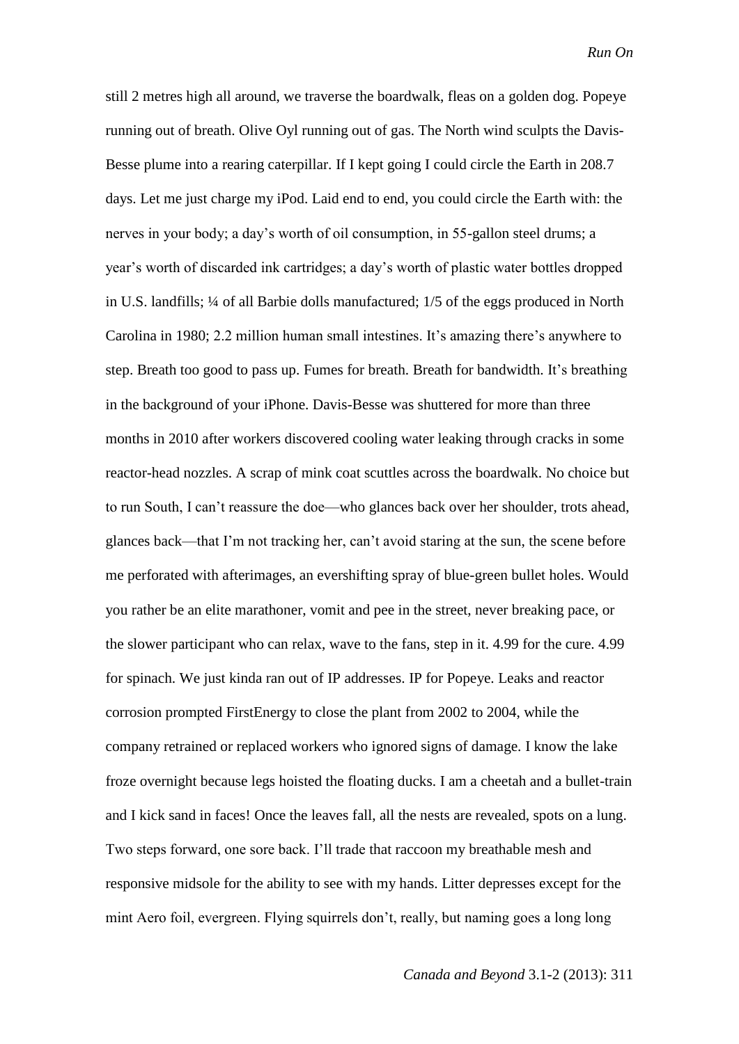still 2 metres high all around, we traverse the boardwalk, fleas on a golden dog. Popeye running out of breath. Olive Oyl running out of gas. The North wind sculpts the Davis-Besse plume into a rearing caterpillar. If I kept going I could circle the Earth in 208.7 days. Let me just charge my iPod. Laid end to end, you could circle the Earth with: the nerves in your body; a day's worth of oil consumption, in 55-gallon steel drums; a year's worth of discarded ink cartridges; a day's worth of plastic water bottles dropped in U.S. landfills; ¼ of all Barbie dolls manufactured; 1/5 of the eggs produced in North Carolina in 1980; 2.2 million human small intestines. It's amazing there's anywhere to step. Breath too good to pass up. Fumes for breath. Breath for bandwidth. It's breathing in the background of your iPhone. Davis-Besse was shuttered for more than three months in 2010 after workers discovered cooling water leaking through cracks in some reactor-head nozzles. A scrap of mink coat scuttles across the boardwalk. No choice but to run South, I can't reassure the doe—who glances back over her shoulder, trots ahead, glances back—that I'm not tracking her, can't avoid staring at the sun, the scene before me perforated with afterimages, an evershifting spray of blue-green bullet holes. Would you rather be an elite marathoner, vomit and pee in the street, never breaking pace, or the slower participant who can relax, wave to the fans, step in it. 4.99 for the cure. 4.99 for spinach. We just kinda ran out of IP addresses. IP for Popeye. Leaks and reactor corrosion prompted FirstEnergy to close the plant from 2002 to 2004, while the company retrained or replaced workers who ignored signs of damage. I know the lake froze overnight because legs hoisted the floating ducks. I am a cheetah and a bullet-train and I kick sand in faces! Once the leaves fall, all the nests are revealed, spots on a lung. Two steps forward, one sore back. I'll trade that raccoon my breathable mesh and responsive midsole for the ability to see with my hands. Litter depresses except for the mint Aero foil, evergreen. Flying squirrels don't, really, but naming goes a long long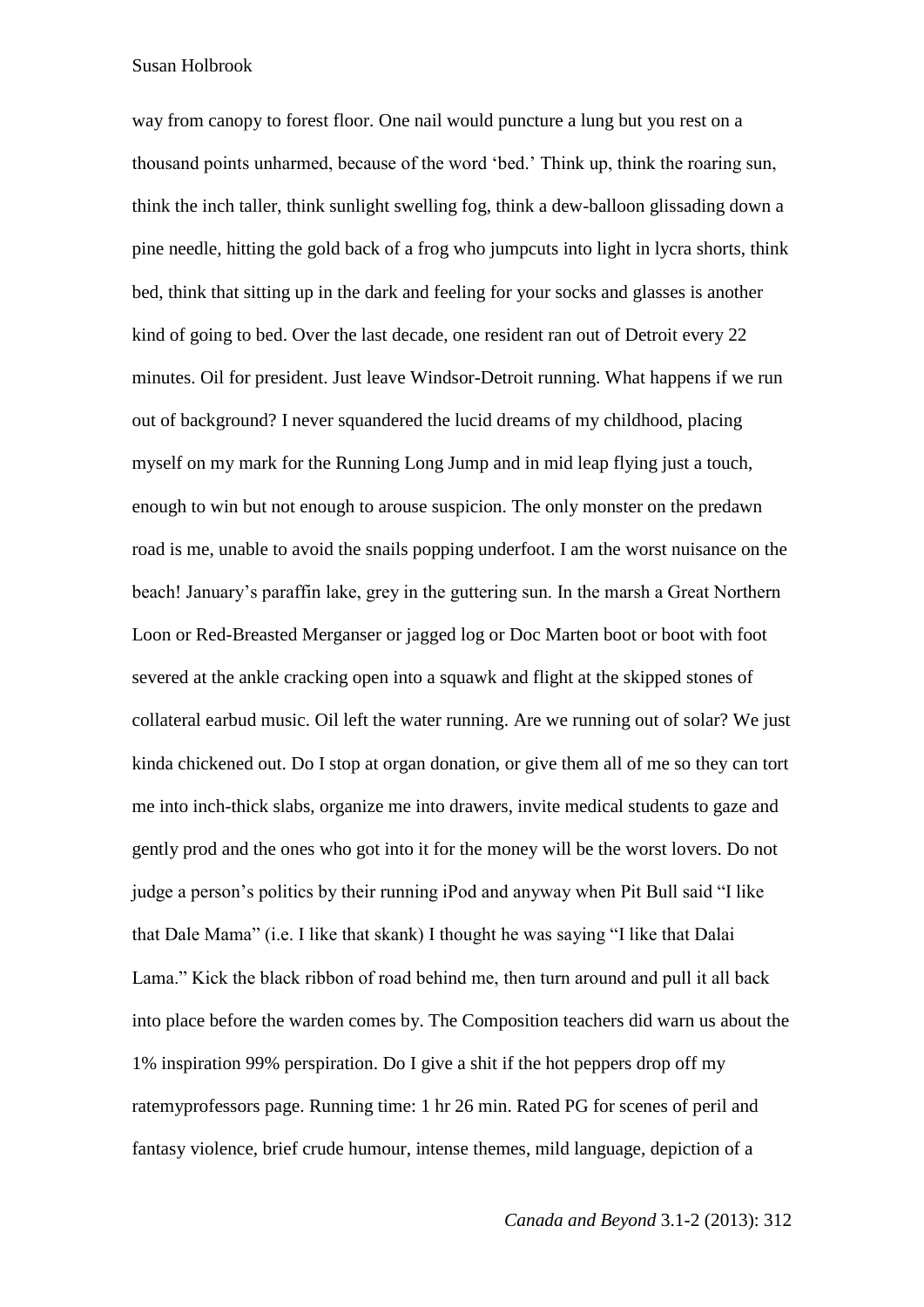way from canopy to forest floor. One nail would puncture a lung but you rest on a thousand points unharmed, because of the word 'bed.' Think up, think the roaring sun, think the inch taller, think sunlight swelling fog, think a dew-balloon glissading down a pine needle, hitting the gold back of a frog who jumpcuts into light in lycra shorts, think bed, think that sitting up in the dark and feeling for your socks and glasses is another kind of going to bed. Over the last decade, one resident ran out of Detroit every 22 minutes. Oil for president. Just leave Windsor-Detroit running. What happens if we run out of background? I never squandered the lucid dreams of my childhood, placing myself on my mark for the Running Long Jump and in mid leap flying just a touch, enough to win but not enough to arouse suspicion. The only monster on the predawn road is me, unable to avoid the snails popping underfoot. I am the worst nuisance on the beach! January's paraffin lake, grey in the guttering sun. In the marsh a Great Northern Loon or Red-Breasted Merganser or jagged log or Doc Marten boot or boot with foot severed at the ankle cracking open into a squawk and flight at the skipped stones of collateral earbud music. Oil left the water running. Are we running out of solar? We just kinda chickened out. Do I stop at organ donation, or give them all of me so they can tort me into inch-thick slabs, organize me into drawers, invite medical students to gaze and gently prod and the ones who got into it for the money will be the worst lovers. Do not judge a person's politics by their running iPod and anyway when Pit Bull said "I like that Dale Mama" (i.e. I like that skank) I thought he was saying "I like that Dalai Lama." Kick the black ribbon of road behind me, then turn around and pull it all back into place before the warden comes by. The Composition teachers did warn us about the 1% inspiration 99% perspiration. Do I give a shit if the hot peppers drop off my ratemyprofessors page. Running time: 1 hr 26 min. Rated PG for scenes of peril and fantasy violence, brief crude humour, intense themes, mild language, depiction of a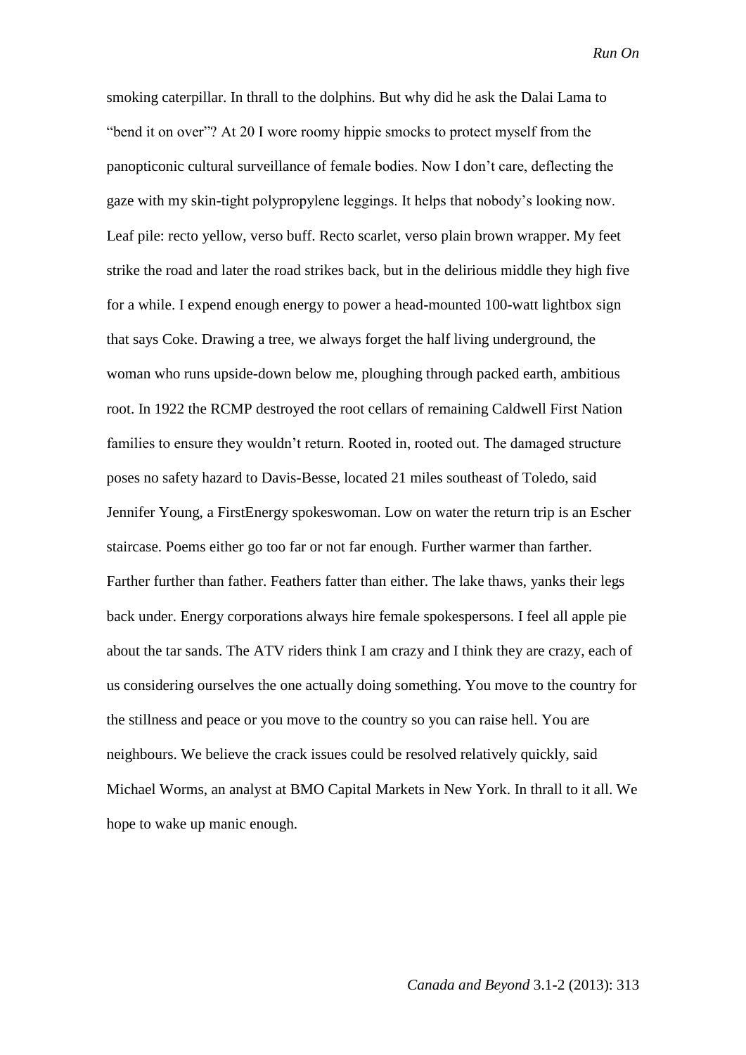smoking caterpillar. In thrall to the dolphins. But why did he ask the Dalai Lama to "bend it on over"? At 20 I wore roomy hippie smocks to protect myself from the panopticonic cultural surveillance of female bodies. Now I don't care, deflecting the gaze with my skin-tight polypropylene leggings. It helps that nobody's looking now. Leaf pile: recto yellow, verso buff. Recto scarlet, verso plain brown wrapper. My feet strike the road and later the road strikes back, but in the delirious middle they high five for a while. I expend enough energy to power a head-mounted 100-watt lightbox sign that says Coke. Drawing a tree, we always forget the half living underground, the woman who runs upside-down below me, ploughing through packed earth, ambitious root. In 1922 the RCMP destroyed the root cellars of remaining Caldwell First Nation families to ensure they wouldn't return. Rooted in, rooted out. The damaged structure poses no safety hazard to Davis-Besse, located 21 miles southeast of Toledo, said Jennifer Young, a FirstEnergy spokeswoman. Low on water the return trip is an Escher staircase. Poems either go too far or not far enough. Further warmer than farther. Farther further than father. Feathers fatter than either. The lake thaws, yanks their legs back under. Energy corporations always hire female spokespersons. I feel all apple pie about the tar sands. The ATV riders think I am crazy and I think they are crazy, each of us considering ourselves the one actually doing something. You move to the country for the stillness and peace or you move to the country so you can raise hell. You are neighbours. We believe the crack issues could be resolved relatively quickly, said Michael Worms, an analyst at BMO Capital Markets in New York. In thrall to it all. We hope to wake up manic enough.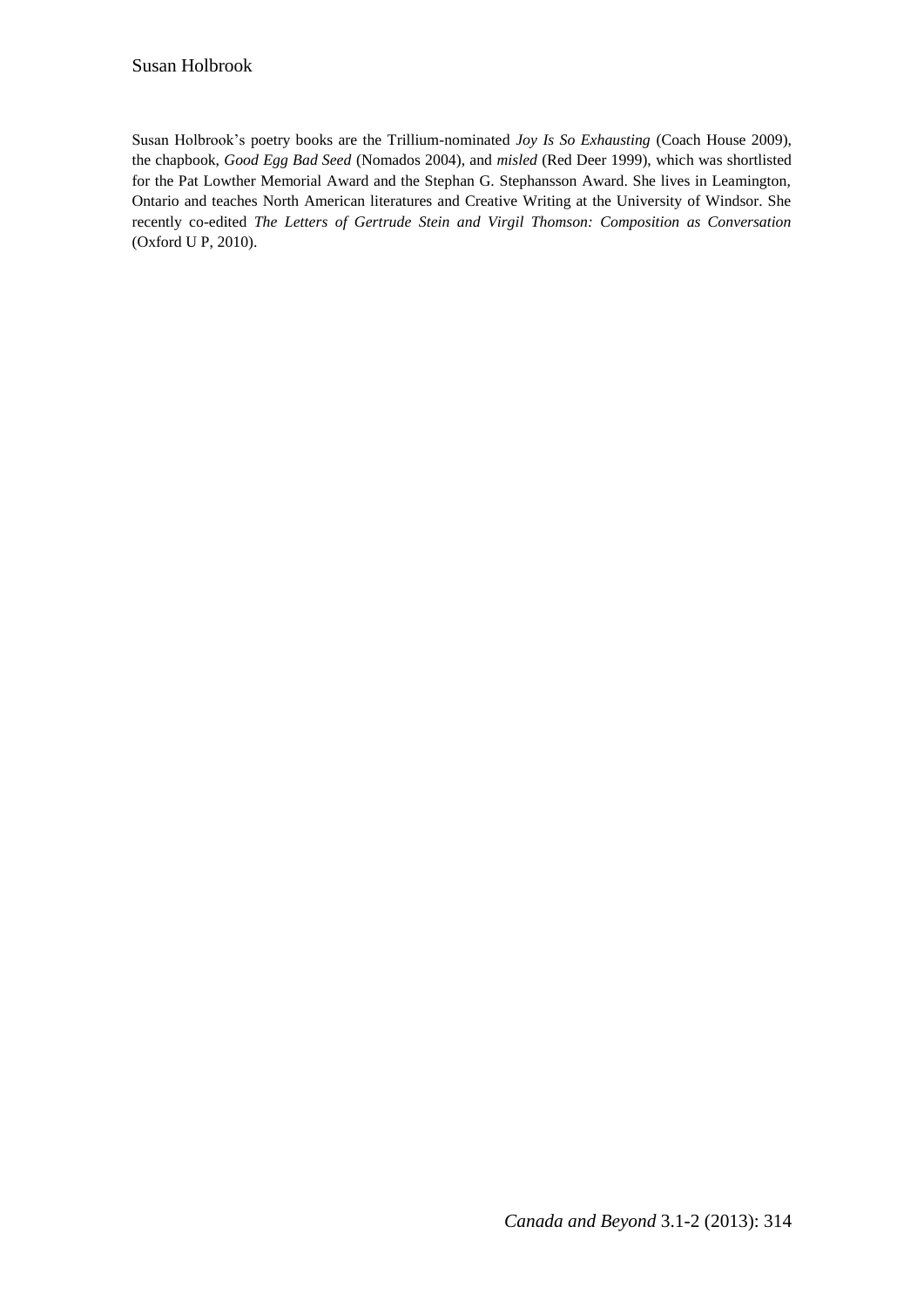Susan Holbrook's poetry books are the Trillium-nominated *Joy Is So Exhausting* (Coach House 2009), the chapbook, *Good Egg Bad Seed* (Nomados 2004), and *misled* (Red Deer 1999), which was shortlisted for the Pat Lowther Memorial Award and the Stephan G. Stephansson Award. She lives in Leamington, Ontario and teaches North American literatures and Creative Writing at the University of Windsor. She recently co-edited *The Letters of Gertrude Stein and Virgil Thomson: Composition as Conversation* (Oxford U P, 2010).